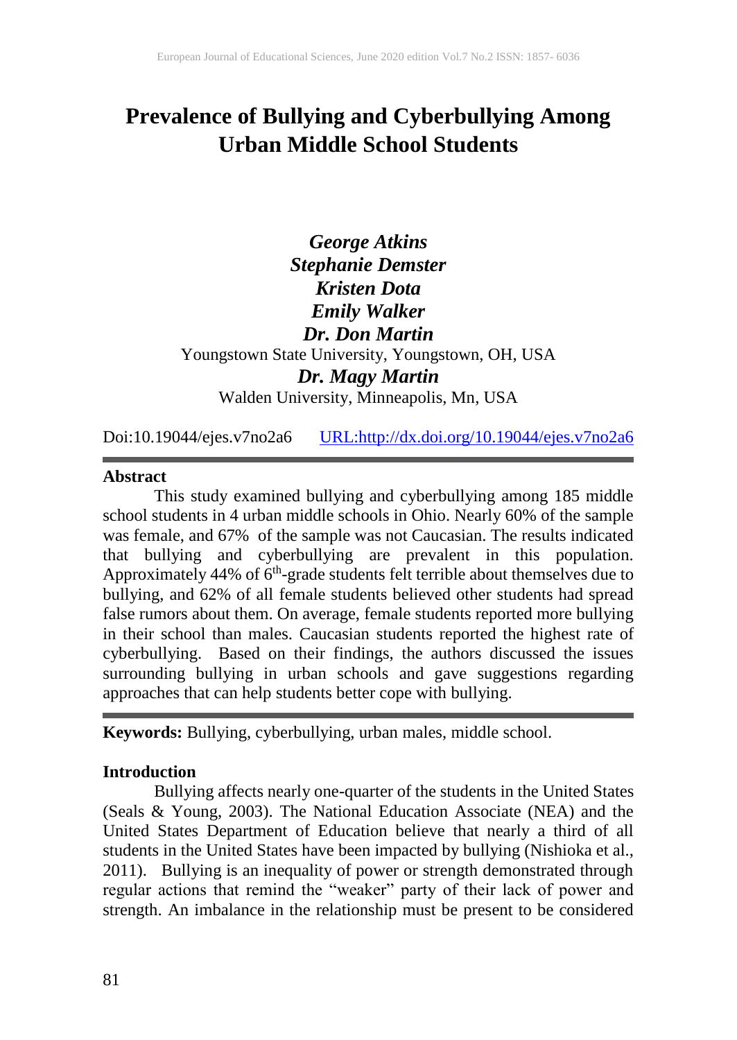# Prevalence of Bullying and Cyberbullying Among Urban Middle School Students

***George Atkins***
***Stephanie Demster***
***Kristen Dota***
***Emily Walker***
***Dr. Don Martin***
Youngstown State University, Youngstown, OH, USA
***Dr. Magy Martin***
Walden University, Minneapolis, Mn, USA

Doi:10.19044/ejes.v7no2a6 URL:http://dx.doi.org/10.19044/ejes.v7no2a6

---

**Abstract**

This study examined bullying and cyberbullying among 185 middle school students in 4 urban middle schools in Ohio. Nearly 60% of the sample was female, and 67% of the sample was not Caucasian. The results indicated that bullying and cyberbullying are prevalent in this population. Approximately 44% of 6th-grade students felt terrible about themselves due to bullying, and 62% of all female students believed other students had spread false rumors about them. On average, female students reported more bullying in their school than males. Caucasian students reported the highest rate of cyberbullying. Based on their findings, the authors discussed the issues surrounding bullying in urban schools and gave suggestions regarding approaches that can help students better cope with bullying.

---

**Keywords:** Bullying, cyberbullying, urban males, middle school.

## Introduction

Bullying affects nearly one-quarter of the students in the United States (Seals & Young, 2003). The National Education Associate (NEA) and the United States Department of Education believe that nearly a third of all students in the United States have been impacted by bullying (Nishioka et al., 2011). Bullying is an inequality of power or strength demonstrated through regular actions that remind the "weaker" party of their lack of power and strength. An imbalance in the relationship must be present to be considered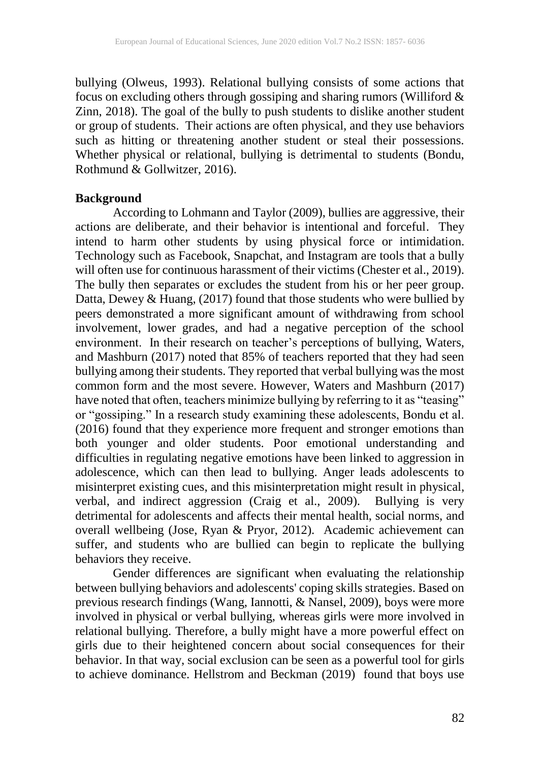bullying (Olweus, 1993). Relational bullying consists of some actions that focus on excluding others through gossiping and sharing rumors (Williford & Zinn, 2018). The goal of the bully to push students to dislike another student or group of students. Their actions are often physical, and they use behaviors such as hitting or threatening another student or steal their possessions. Whether physical or relational, bullying is detrimental to students (Bondu, Rothmund & Gollwitzer, 2016).

**Background**

According to Lohmann and Taylor (2009), bullies are aggressive, their actions are deliberate, and their behavior is intentional and forceful. They intend to harm other students by using physical force or intimidation. Technology such as Facebook, Snapchat, and Instagram are tools that a bully will often use for continuous harassment of their victims (Chester et al., 2019). The bully then separates or excludes the student from his or her peer group. Datta, Dewey & Huang, (2017) found that those students who were bullied by peers demonstrated a more significant amount of withdrawing from school involvement, lower grades, and had a negative perception of the school environment. In their research on teacher's perceptions of bullying, Waters, and Mashburn (2017) noted that 85% of teachers reported that they had seen bullying among their students. They reported that verbal bullying was the most common form and the most severe. However, Waters and Mashburn (2017) have noted that often, teachers minimize bullying by referring to it as "teasing" or "gossiping." In a research study examining these adolescents, Bondu et al. (2016) found that they experience more frequent and stronger emotions than both younger and older students. Poor emotional understanding and difficulties in regulating negative emotions have been linked to aggression in adolescence, which can then lead to bullying. Anger leads adolescents to misinterpret existing cues, and this misinterpretation might result in physical, verbal, and indirect aggression (Craig et al., 2009). Bullying is very detrimental for adolescents and affects their mental health, social norms, and overall wellbeing (Jose, Ryan & Pryor, 2012). Academic achievement can suffer, and students who are bullied can begin to replicate the bullying behaviors they receive.

Gender differences are significant when evaluating the relationship between bullying behaviors and adolescents' coping skills strategies. Based on previous research findings (Wang, Iannotti, & Nansel, 2009), boys were more involved in physical or verbal bullying, whereas girls were more involved in relational bullying. Therefore, a bully might have a more powerful effect on girls due to their heightened concern about social consequences for their behavior. In that way, social exclusion can be seen as a powerful tool for girls to achieve dominance. Hellstrom and Beckman (2019) found that boys use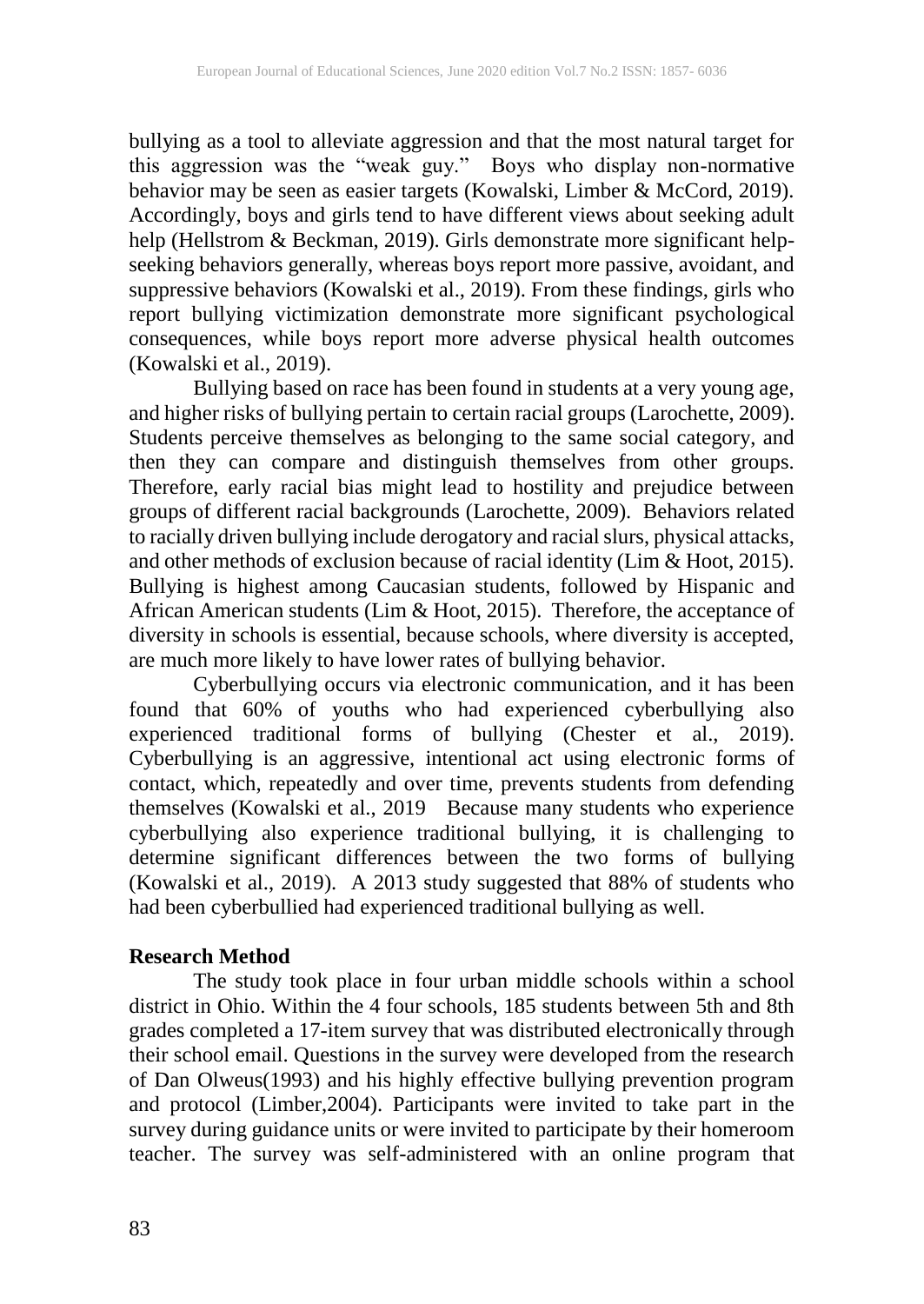bullying as a tool to alleviate aggression and that the most natural target for this aggression was the "weak guy." Boys who display non-normative behavior may be seen as easier targets (Kowalski, Limber & McCord, 2019). Accordingly, boys and girls tend to have different views about seeking adult help (Hellstrom & Beckman, 2019). Girls demonstrate more significant help-seeking behaviors generally, whereas boys report more passive, avoidant, and suppressive behaviors (Kowalski et al., 2019). From these findings, girls who report bullying victimization demonstrate more significant psychological consequences, while boys report more adverse physical health outcomes (Kowalski et al., 2019).

Bullying based on race has been found in students at a very young age, and higher risks of bullying pertain to certain racial groups (Larochette, 2009). Students perceive themselves as belonging to the same social category, and then they can compare and distinguish themselves from other groups. Therefore, early racial bias might lead to hostility and prejudice between groups of different racial backgrounds (Larochette, 2009). Behaviors related to racially driven bullying include derogatory and racial slurs, physical attacks, and other methods of exclusion because of racial identity (Lim & Hoot, 2015). Bullying is highest among Caucasian students, followed by Hispanic and African American students (Lim & Hoot, 2015). Therefore, the acceptance of diversity in schools is essential, because schools, where diversity is accepted, are much more likely to have lower rates of bullying behavior.

Cyberbullying occurs via electronic communication, and it has been found that 60% of youths who had experienced cyberbullying also experienced traditional forms of bullying (Chester et al., 2019). Cyberbullying is an aggressive, intentional act using electronic forms of contact, which, repeatedly and over time, prevents students from defending themselves (Kowalski et al., 2019 Because many students who experience cyberbullying also experience traditional bullying, it is challenging to determine significant differences between the two forms of bullying (Kowalski et al., 2019). A 2013 study suggested that 88% of students who had been cyberbullied had experienced traditional bullying as well.

## Research Method

The study took place in four urban middle schools within a school district in Ohio. Within the 4 four schools, 185 students between 5th and 8th grades completed a 17-item survey that was distributed electronically through their school email. Questions in the survey were developed from the research of Dan Olweus(1993) and his highly effective bullying prevention program and protocol (Limber,2004). Participants were invited to take part in the survey during guidance units or were invited to participate by their homeroom teacher. The survey was self-administered with an online program that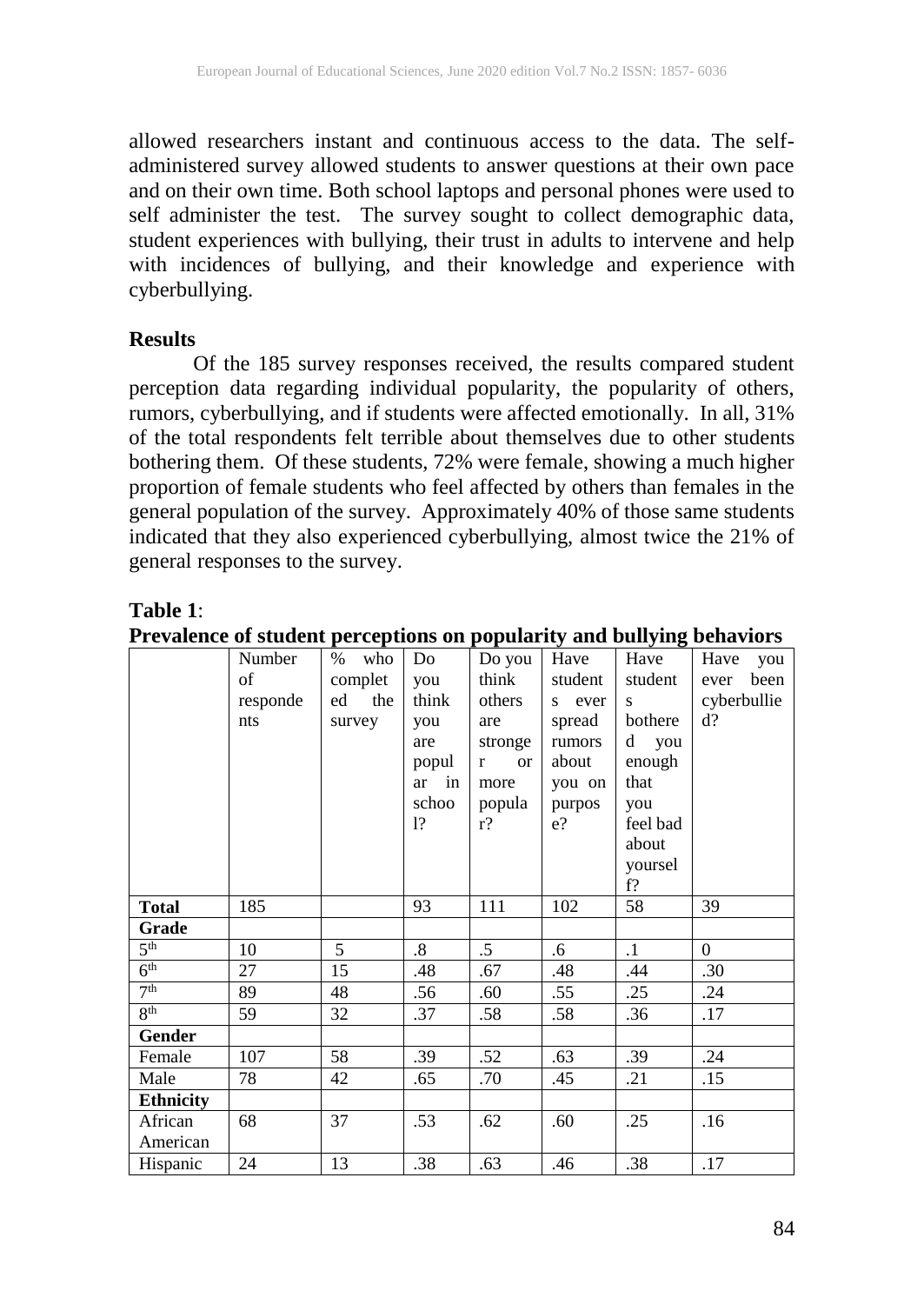allowed researchers instant and continuous access to the data. The self-administered survey allowed students to answer questions at their own pace and on their own time. Both school laptops and personal phones were used to self administer the test. The survey sought to collect demographic data, student experiences with bullying, their trust in adults to intervene and help with incidences of bullying, and their knowledge and experience with cyberbullying.

**Results**

Of the 185 survey responses received, the results compared student perception data regarding individual popularity, the popularity of others, rumors, cyberbullying, and if students were affected emotionally. In all, 31% of the total respondents felt terrible about themselves due to other students bothering them. Of these students, 72% were female, showing a much higher proportion of female students who feel affected by others than females in the general population of the survey. Approximately 40% of those same students indicated that they also experienced cyberbullying, almost twice the 21% of general responses to the survey.

**Table 1**:
**Prevalence of student perceptions on popularity and bullying behaviors**

| | Number of respondents | % who completed the survey | Do you think you are popular in school? | Do you think others are stronger or more popular? | Have students ever spread rumors about you on purpose? | Have students bothered you enough that you feel bad about yourself? | Have you ever been cyberbullied? |
|---|---|---|---|---|---|---|---|
| **Total** | 185 | | 93 | 111 | 102 | 58 | 39 |
| **Grade** | | | | | | | |
| 5th | 10 | 5 | .8 | .5 | .6 | .1 | 0 |
| 6th | 27 | 15 | .48 | .67 | .48 | .44 | .30 |
| 7th | 89 | 48 | .56 | .60 | .55 | .25 | .24 |
| 8th | 59 | 32 | .37 | .58 | .58 | .36 | .17 |
| **Gender** | | | | | | | |
| Female | 107 | 58 | .39 | .52 | .63 | .39 | .24 |
| Male | 78 | 42 | .65 | .70 | .45 | .21 | .15 |
| **Ethnicity** | | | | | | | |
| African American | 68 | 37 | .53 | .62 | .60 | .25 | .16 |
| Hispanic | 24 | 13 | .38 | .63 | .46 | .38 | .17 |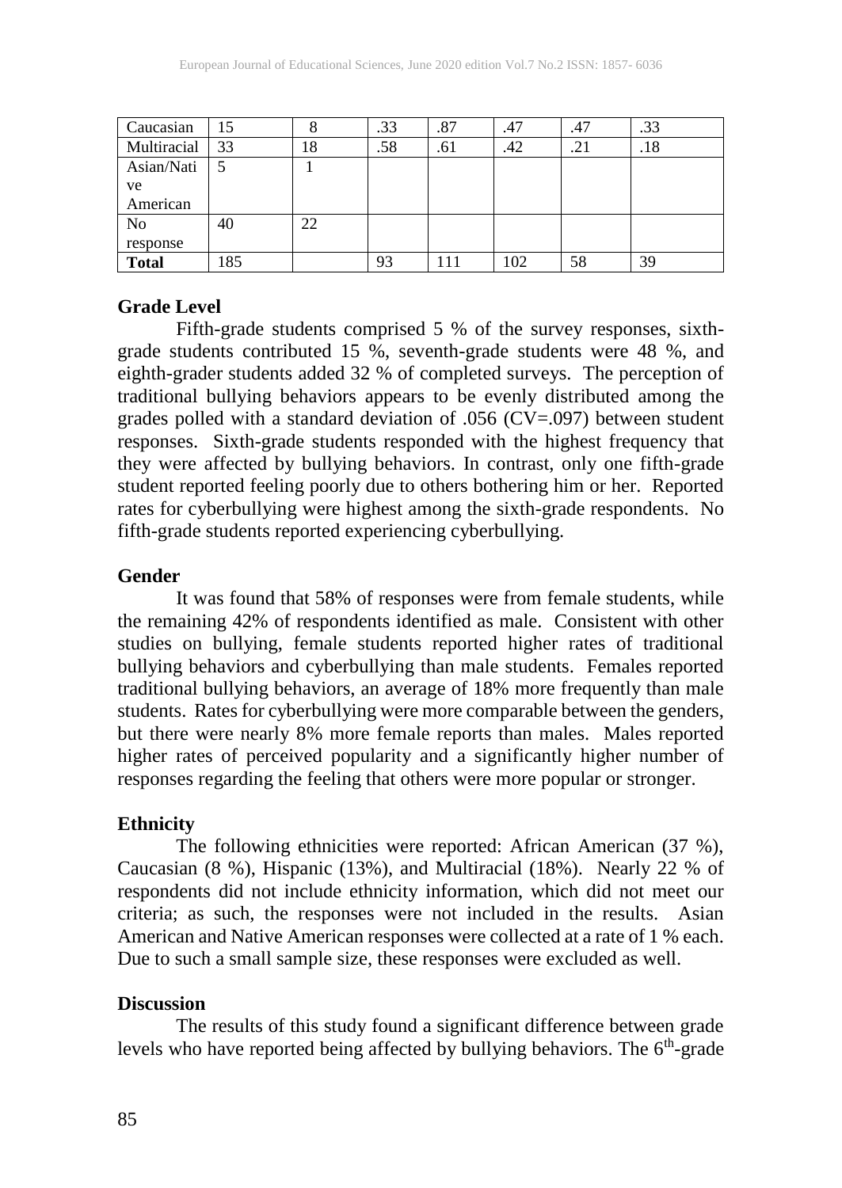| Caucasian | 15 | 8 | .33 | .87 | .47 | .47 | .33 |
|---|---|---|---|---|---|---|---|
| Multiracial | 33 | 18 | .58 | .61 | .42 | .21 | .18 |
| Asian/Native American | 5 | 1 | | | | | |
| No response | 40 | 22 | | | | | |
| **Total** | 185 | | 93 | 111 | 102 | 58 | 39 |

### Grade Level

Fifth-grade students comprised 5 % of the survey responses, sixth-grade students contributed 15 %, seventh-grade students were 48 %, and eighth-grader students added 32 % of completed surveys. The perception of traditional bullying behaviors appears to be evenly distributed among the grades polled with a standard deviation of .056 (CV=.097) between student responses. Sixth-grade students responded with the highest frequency that they were affected by bullying behaviors. In contrast, only one fifth-grade student reported feeling poorly due to others bothering him or her. Reported rates for cyberbullying were highest among the sixth-grade respondents. No fifth-grade students reported experiencing cyberbullying.

### Gender

It was found that 58% of responses were from female students, while the remaining 42% of respondents identified as male. Consistent with other studies on bullying, female students reported higher rates of traditional bullying behaviors and cyberbullying than male students. Females reported traditional bullying behaviors, an average of 18% more frequently than male students. Rates for cyberbullying were more comparable between the genders, but there were nearly 8% more female reports than males. Males reported higher rates of perceived popularity and a significantly higher number of responses regarding the feeling that others were more popular or stronger.

### Ethnicity

The following ethnicities were reported: African American (37 %), Caucasian (8 %), Hispanic (13%), and Multiracial (18%). Nearly 22 % of respondents did not include ethnicity information, which did not meet our criteria; as such, the responses were not included in the results. Asian American and Native American responses were collected at a rate of 1 % each. Due to such a small sample size, these responses were excluded as well.

### Discussion

The results of this study found a significant difference between grade levels who have reported being affected by bullying behaviors. The 6th-grade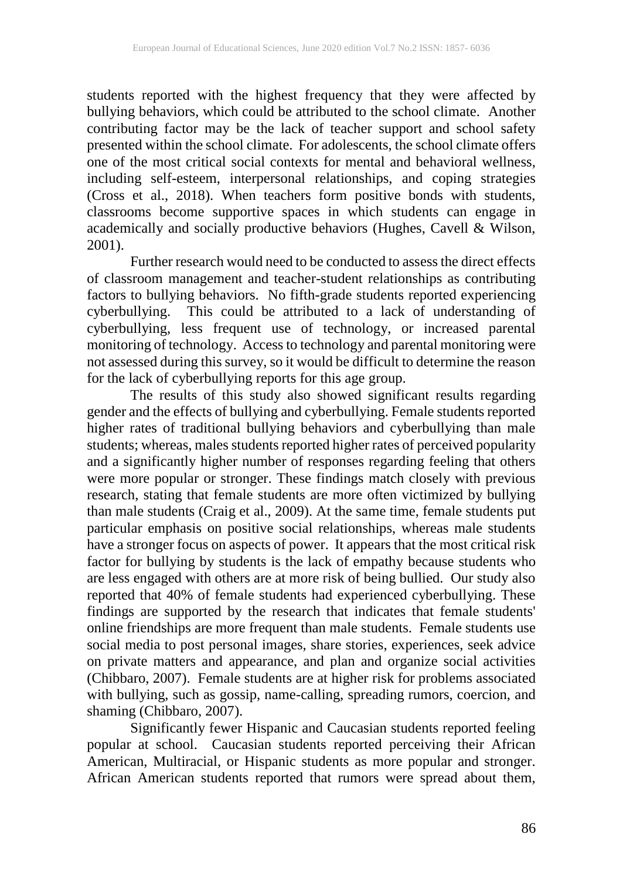students reported with the highest frequency that they were affected by bullying behaviors, which could be attributed to the school climate. Another contributing factor may be the lack of teacher support and school safety presented within the school climate. For adolescents, the school climate offers one of the most critical social contexts for mental and behavioral wellness, including self-esteem, interpersonal relationships, and coping strategies (Cross et al., 2018). When teachers form positive bonds with students, classrooms become supportive spaces in which students can engage in academically and socially productive behaviors (Hughes, Cavell & Wilson, 2001).

Further research would need to be conducted to assess the direct effects of classroom management and teacher-student relationships as contributing factors to bullying behaviors. No fifth-grade students reported experiencing cyberbullying. This could be attributed to a lack of understanding of cyberbullying, less frequent use of technology, or increased parental monitoring of technology. Access to technology and parental monitoring were not assessed during this survey, so it would be difficult to determine the reason for the lack of cyberbullying reports for this age group.

The results of this study also showed significant results regarding gender and the effects of bullying and cyberbullying. Female students reported higher rates of traditional bullying behaviors and cyberbullying than male students; whereas, males students reported higher rates of perceived popularity and a significantly higher number of responses regarding feeling that others were more popular or stronger. These findings match closely with previous research, stating that female students are more often victimized by bullying than male students (Craig et al., 2009). At the same time, female students put particular emphasis on positive social relationships, whereas male students have a stronger focus on aspects of power. It appears that the most critical risk factor for bullying by students is the lack of empathy because students who are less engaged with others are at more risk of being bullied. Our study also reported that 40% of female students had experienced cyberbullying. These findings are supported by the research that indicates that female students' online friendships are more frequent than male students. Female students use social media to post personal images, share stories, experiences, seek advice on private matters and appearance, and plan and organize social activities (Chibbaro, 2007). Female students are at higher risk for problems associated with bullying, such as gossip, name-calling, spreading rumors, coercion, and shaming (Chibbaro, 2007).

Significantly fewer Hispanic and Caucasian students reported feeling popular at school. Caucasian students reported perceiving their African American, Multiracial, or Hispanic students as more popular and stronger. African American students reported that rumors were spread about them,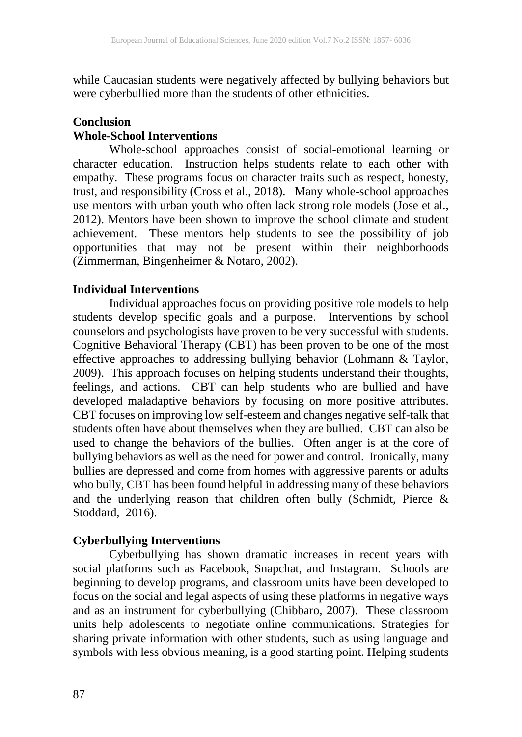while Caucasian students were negatively affected by bullying behaviors but were cyberbullied more than the students of other ethnicities.

## Conclusion

### Whole-School Interventions

Whole-school approaches consist of social-emotional learning or character education. Instruction helps students relate to each other with empathy. These programs focus on character traits such as respect, honesty, trust, and responsibility (Cross et al., 2018). Many whole-school approaches use mentors with urban youth who often lack strong role models (Jose et al., 2012). Mentors have been shown to improve the school climate and student achievement. These mentors help students to see the possibility of job opportunities that may not be present within their neighborhoods (Zimmerman, Bingenheimer & Notaro, 2002).

### Individual Interventions

Individual approaches focus on providing positive role models to help students develop specific goals and a purpose. Interventions by school counselors and psychologists have proven to be very successful with students. Cognitive Behavioral Therapy (CBT) has been proven to be one of the most effective approaches to addressing bullying behavior (Lohmann & Taylor, 2009). This approach focuses on helping students understand their thoughts, feelings, and actions. CBT can help students who are bullied and have developed maladaptive behaviors by focusing on more positive attributes. CBT focuses on improving low self-esteem and changes negative self-talk that students often have about themselves when they are bullied. CBT can also be used to change the behaviors of the bullies. Often anger is at the core of bullying behaviors as well as the need for power and control. Ironically, many bullies are depressed and come from homes with aggressive parents or adults who bully, CBT has been found helpful in addressing many of these behaviors and the underlying reason that children often bully (Schmidt, Pierce & Stoddard, 2016).

### Cyberbullying Interventions

Cyberbullying has shown dramatic increases in recent years with social platforms such as Facebook, Snapchat, and Instagram. Schools are beginning to develop programs, and classroom units have been developed to focus on the social and legal aspects of using these platforms in negative ways and as an instrument for cyberbullying (Chibbaro, 2007). These classroom units help adolescents to negotiate online communications. Strategies for sharing private information with other students, such as using language and symbols with less obvious meaning, is a good starting point. Helping students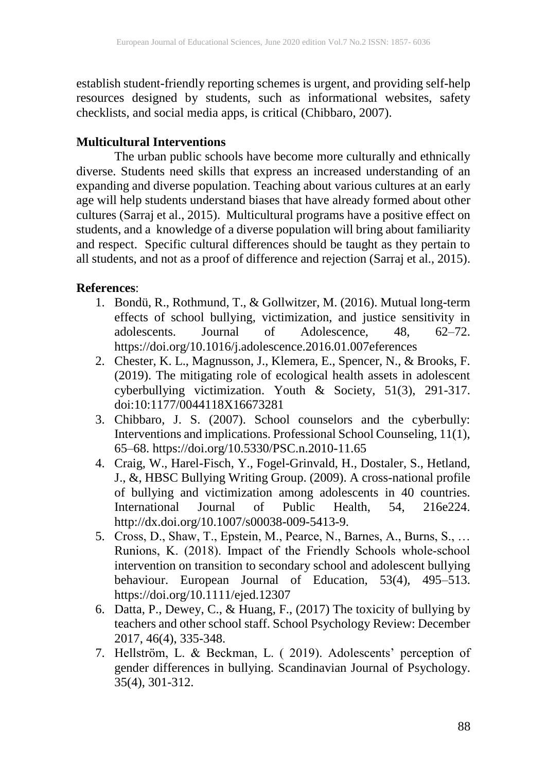establish student-friendly reporting schemes is urgent, and providing self-help resources designed by students, such as informational websites, safety checklists, and social media apps, is critical (Chibbaro, 2007).

**Multicultural Interventions**

The urban public schools have become more culturally and ethnically diverse. Students need skills that express an increased understanding of an expanding and diverse population. Teaching about various cultures at an early age will help students understand biases that have already formed about other cultures (Sarraj et al., 2015). Multicultural programs have a positive effect on students, and a knowledge of a diverse population will bring about familiarity and respect. Specific cultural differences should be taught as they pertain to all students, and not as a proof of difference and rejection (Sarraj et al., 2015).

**References**:

1. Bondü, R., Rothmund, T., & Gollwitzer, M. (2016). Mutual long-term effects of school bullying, victimization, and justice sensitivity in adolescents. Journal of Adolescence, 48, 62–72. https://doi.org/10.1016/j.adolescence.2016.01.007eferences
2. Chester, K. L., Magnusson, J., Klemera, E., Spencer, N., & Brooks, F. (2019). The mitigating role of ecological health assets in adolescent cyberbullying victimization. Youth & Society, 51(3), 291-317. doi:10:1177/0044118X16673281
3. Chibbaro, J. S. (2007). School counselors and the cyberbully: Interventions and implications. Professional School Counseling, 11(1), 65–68. https://doi.org/10.5330/PSC.n.2010-11.65
4. Craig, W., Harel-Fisch, Y., Fogel-Grinvald, H., Dostaler, S., Hetland, J., &, HBSC Bullying Writing Group. (2009). A cross-national profile of bullying and victimization among adolescents in 40 countries. International Journal of Public Health, 54, 216e224. http://dx.doi.org/10.1007/s00038-009-5413-9.
5. Cross, D., Shaw, T., Epstein, M., Pearce, N., Barnes, A., Burns, S., … Runions, K. (2018). Impact of the Friendly Schools whole-school intervention on transition to secondary school and adolescent bullying behaviour. European Journal of Education, 53(4), 495–513. https://doi.org/10.1111/ejed.12307
6. Datta, P., Dewey, C., & Huang, F., (2017) The toxicity of bullying by teachers and other school staff. School Psychology Review: December 2017, 46(4), 335-348.
7. Hellström, L. & Beckman, L. ( 2019). Adolescents' perception of gender differences in bullying. Scandinavian Journal of Psychology. 35(4), 301-312.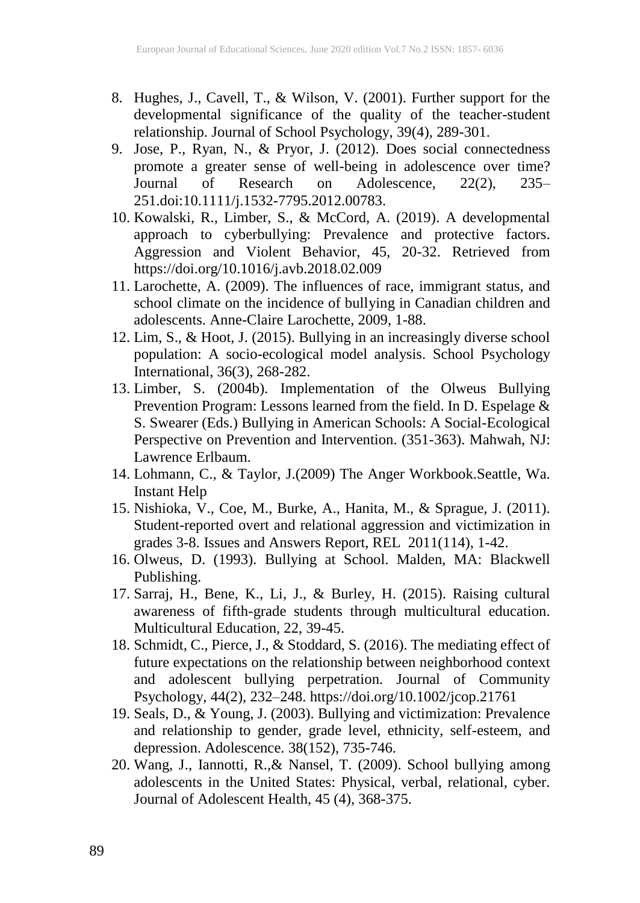8. Hughes, J., Cavell, T., & Wilson, V. (2001). Further support for the developmental significance of the quality of the teacher-student relationship. Journal of School Psychology, 39(4), 289-301.
9. Jose, P., Ryan, N., & Pryor, J. (2012). Does social connectedness promote a greater sense of well-being in adolescence over time? Journal of Research on Adolescence, 22(2), 235–251.doi:10.1111/j.1532-7795.2012.00783.
10. Kowalski, R., Limber, S., & McCord, A. (2019). A developmental approach to cyberbullying: Prevalence and protective factors. Aggression and Violent Behavior, 45, 20-32. Retrieved from https://doi.org/10.1016/j.avb.2018.02.009
11. Larochette, A. (2009). The influences of race, immigrant status, and school climate on the incidence of bullying in Canadian children and adolescents. Anne-Claire Larochette, 2009, 1-88.
12. Lim, S., & Hoot, J. (2015). Bullying in an increasingly diverse school population: A socio-ecological model analysis. School Psychology International, 36(3), 268-282.
13. Limber, S. (2004b). Implementation of the Olweus Bullying Prevention Program: Lessons learned from the field. In D. Espelage & S. Swearer (Eds.) Bullying in American Schools: A Social-Ecological Perspective on Prevention and Intervention. (351-363). Mahwah, NJ: Lawrence Erlbaum.
14. Lohmann, C., & Taylor, J.(2009) The Anger Workbook.Seattle, Wa. Instant Help
15. Nishioka, V., Coe, M., Burke, A., Hanita, M., & Sprague, J. (2011). Student-reported overt and relational aggression and victimization in grades 3-8. Issues and Answers Report, REL 2011(114), 1-42.
16. Olweus, D. (1993). Bullying at School. Malden, MA: Blackwell Publishing.
17. Sarraj, H., Bene, K., Li, J., & Burley, H. (2015). Raising cultural awareness of fifth-grade students through multicultural education. Multicultural Education, 22, 39-45.
18. Schmidt, C., Pierce, J., & Stoddard, S. (2016). The mediating effect of future expectations on the relationship between neighborhood context and adolescent bullying perpetration. Journal of Community Psychology, 44(2), 232–248. https://doi.org/10.1002/jcop.21761
19. Seals, D., & Young, J. (2003). Bullying and victimization: Prevalence and relationship to gender, grade level, ethnicity, self-esteem, and depression. Adolescence. 38(152), 735-746.
20. Wang, J., Iannotti, R.,& Nansel, T. (2009). School bullying among adolescents in the United States: Physical, verbal, relational, cyber. Journal of Adolescent Health, 45 (4), 368-375.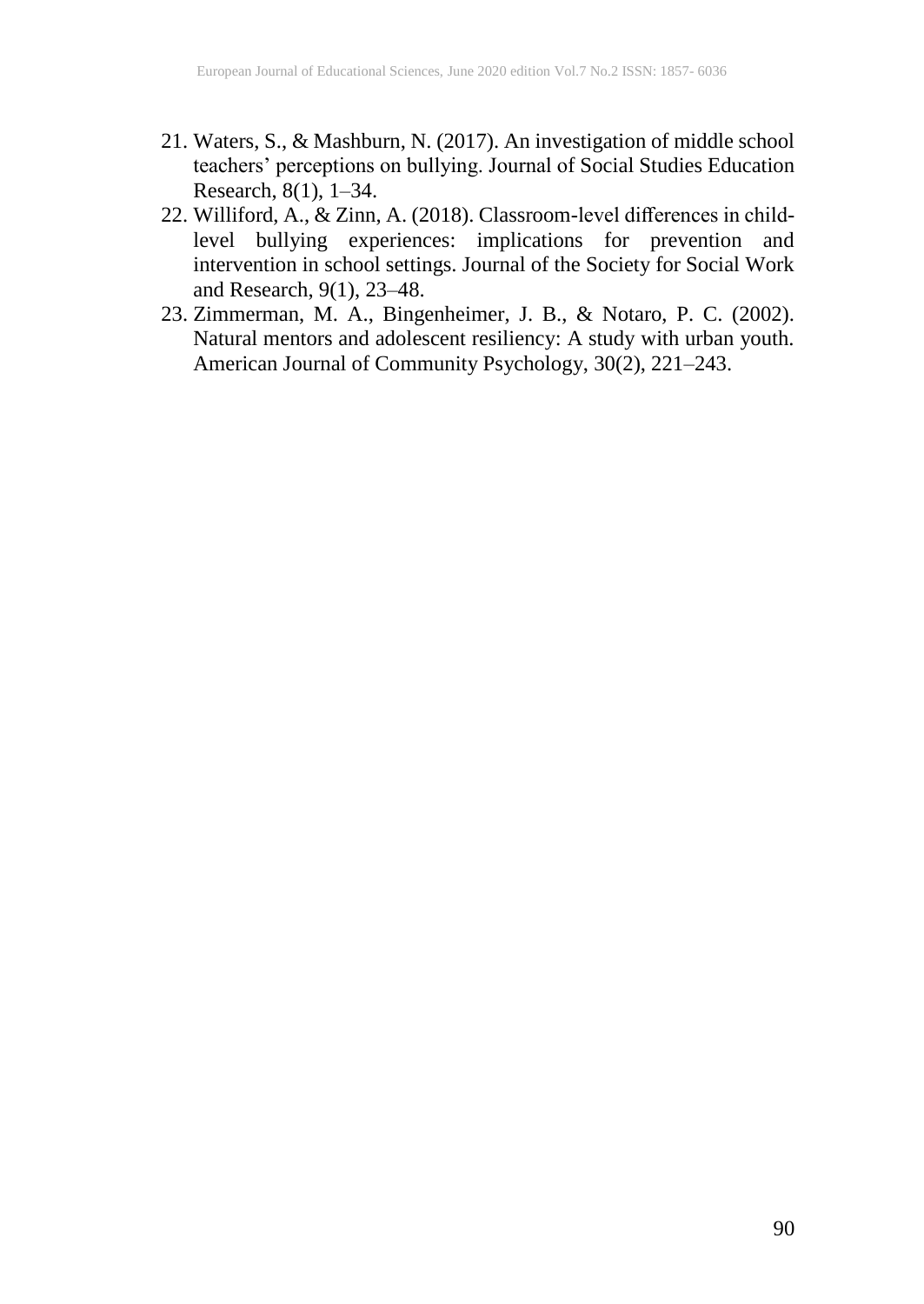21. Waters, S., & Mashburn, N. (2017). An investigation of middle school teachers' perceptions on bullying. Journal of Social Studies Education Research, 8(1), 1–34.
22. Williford, A., & Zinn, A. (2018). Classroom-level differences in child-level bullying experiences: implications for prevention and intervention in school settings. Journal of the Society for Social Work and Research, 9(1), 23–48.
23. Zimmerman, M. A., Bingenheimer, J. B., & Notaro, P. C. (2002). Natural mentors and adolescent resiliency: A study with urban youth. American Journal of Community Psychology, 30(2), 221–243.